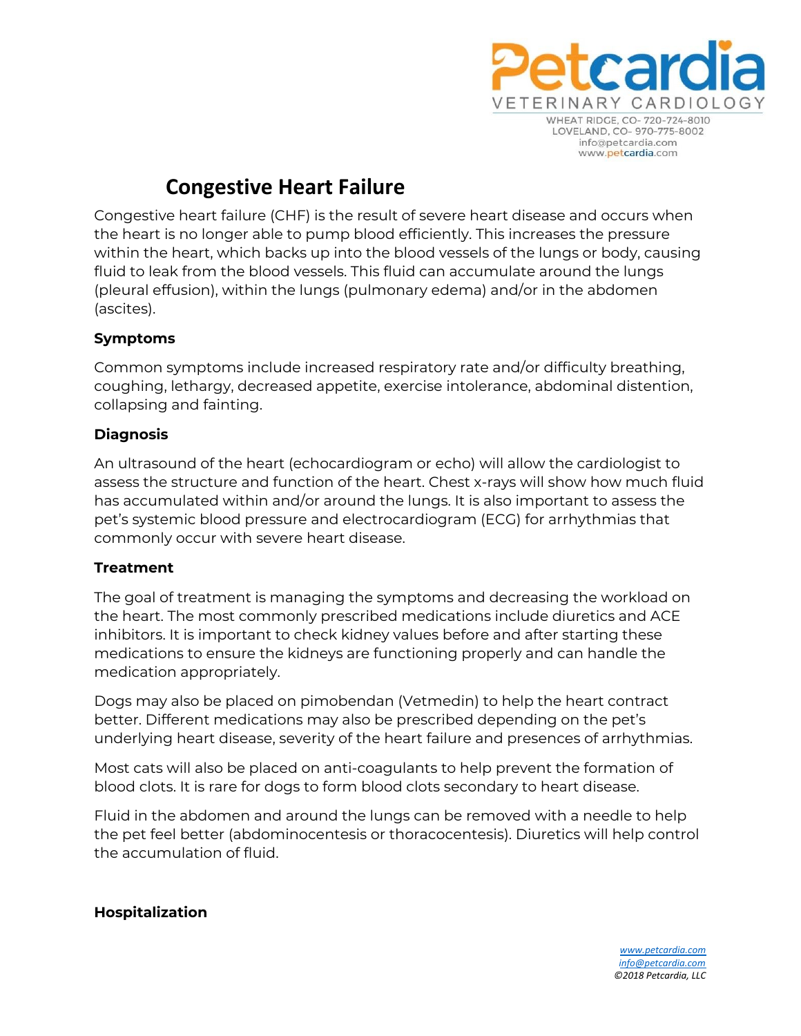# Congestive Heart Failure

Congestive heart failure (CHF) is the result of severe heart disease and occurs when the heart is no longer able to pump blood efficiently. This increases the pressure within the heart, which backs up into the blood vessels of the lungs or body, causing fluid to leak from the blood vessels. This fluid can accumulate around the lungs (pleural effusion), within the lungs (pulmonary edema) and/or in the abdomen (ascites).

## Symptoms

Common symptoms include increased respiratory rate and/or difficulty breathing, coughing, lethargy, decreased appetite, exercise intolerance, abdominal distention, collapsing and fainting.

## Diagnosis

An ultrasound of the heart (echocardiogram or echo) will allow the cardiologist to assess the structure and function of the heart. Chest x-rays will show how much fluid has accumulated within and/or around the lungs. It is also important to assess the pet's systemic blood pressure and electrocardiogram (ECG) for arrhythmias that commonly occur with severe heart disease.

## Treatment

The goal of treatment is managing the symptoms and decreasing the workload on the heart. The most commonly prescribed medications include diuretics and ACE inhibitors. It is important to check kidney values before and after starting these medications to ensure the kidneys are functioning properly and can handle the medication appropriately.

Dogs may also be placed on pimobendan (Vetmedin) to help the heart contract better. Different medications may also be prescribed depending on the pet's underlying heart disease, severity of the heart failure and presences of arrhythmias.

Most cats will also be placed on anti-coagulants to help prevent the formation of blood clots. It is rare for dogs to form blood clots secondary to heart disease.

Fluid in the abdomen and around the lungs can be removed with a needle to help the pet feel better (abdominocentesis or thoracocentesis). Diuretics will help control the accumulation of fluid.

## Hospitalization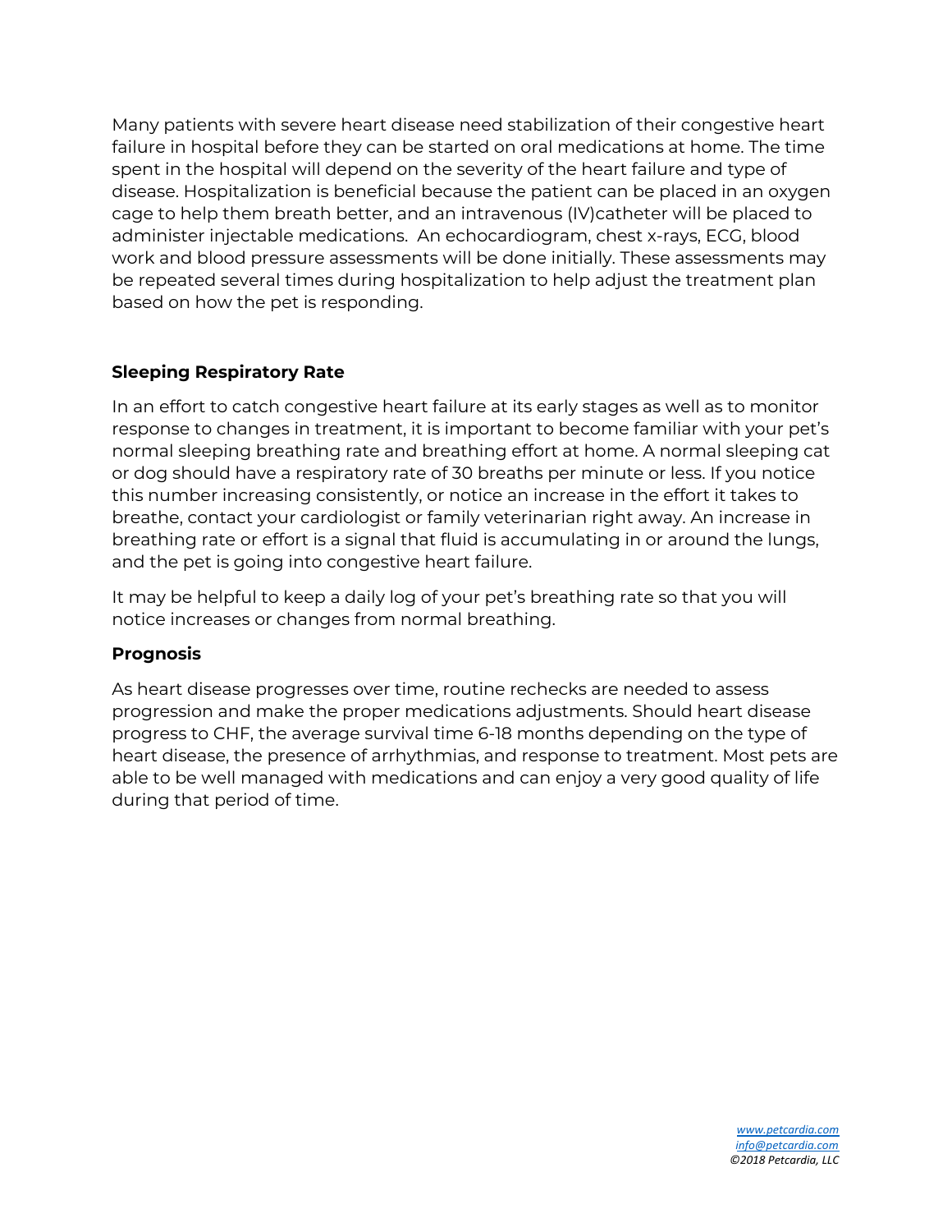Many patients with severe heart disease need stabilization of their congestive heart failure in hospital before they can be started on oral medications at home. The time spent in the hospital will depend on the severity of the heart failure and type of disease. Hospitalization is beneficial because the patient can be placed in an oxygen cage to help them breath better, and an intravenous (IV)catheter will be placed to administer injectable medications.  An echocardiogram, chest x-rays, ECG, blood work and blood pressure assessments will be done initially. These assessments may be repeated several times during hospitalization to help adjust the treatment plan based on how the pet is responding.

**Sleeping Respiratory Rate**

In an effort to catch congestive heart failure at its early stages as well as to monitor response to changes in treatment, it is important to become familiar with your pet's normal sleeping breathing rate and breathing effort at home. A normal sleeping cat or dog should have a respiratory rate of 30 breaths per minute or less. If you notice this number increasing consistently, or notice an increase in the effort it takes to breathe, contact your cardiologist or family veterinarian right away. An increase in breathing rate or effort is a signal that fluid is accumulating in or around the lungs, and the pet is going into congestive heart failure.

It may be helpful to keep a daily log of your pet's breathing rate so that you will notice increases or changes from normal breathing.

**Prognosis**

As heart disease progresses over time, routine rechecks are needed to assess progression and make the proper medications adjustments. Should heart disease progress to CHF, the average survival time 6-18 months depending on the type of heart disease, the presence of arrhythmias, and response to treatment. Most pets are able to be well managed with medications and can enjoy a very good quality of life during that period of time.

*www.petcardia.com*
*info@petcardia.com*
*©2018 Petcardia, LLC*